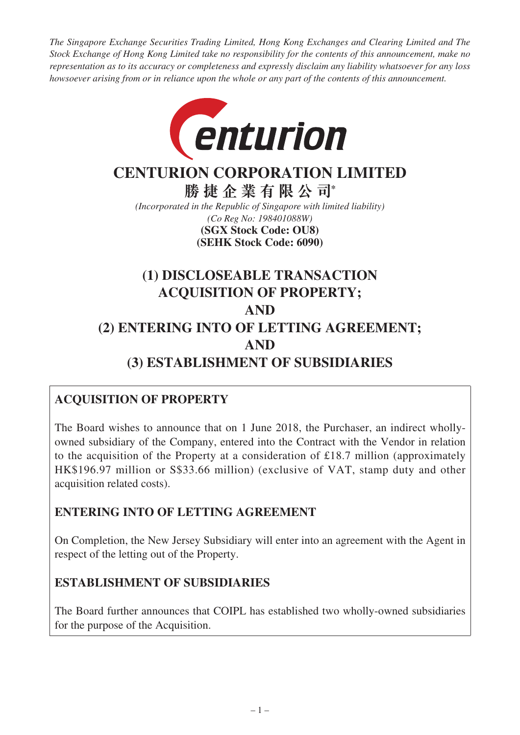*The Singapore Exchange Securities Trading Limited, Hong Kong Exchanges and Clearing Limited and The Stock Exchange of Hong Kong Limited take no responsibility for the contents of this announcement, make no representation as to its accuracy or completeness and expressly disclaim any liability whatsoever for any loss howsoever arising from or in reliance upon the whole or any part of the contents of this announcement.*

# CENTURION CORPORATION LIMITED

**勝捷企業有限公司***

*(Incorporated in the Republic of Singapore with limited liability)*
*(Co Reg No: 198401088W)*
**(SGX Stock Code: OU8)**
**(SEHK Stock Code: 6090)**

# (1) DISCLOSEABLE TRANSACTION ACQUISITION OF PROPERTY; AND (2) ENTERING INTO OF LETTING AGREEMENT; AND (3) ESTABLISHMENT OF SUBSIDIARIES

## ACQUISITION OF PROPERTY

The Board wishes to announce that on 1 June 2018, the Purchaser, an indirect wholly-owned subsidiary of the Company, entered into the Contract with the Vendor in relation to the acquisition of the Property at a consideration of £18.7 million (approximately HK$196.97 million or S$33.66 million) (exclusive of VAT, stamp duty and other acquisition related costs).

## ENTERING INTO OF LETTING AGREEMENT

On Completion, the New Jersey Subsidiary will enter into an agreement with the Agent in respect of the letting out of the Property.

## ESTABLISHMENT OF SUBSIDIARIES

The Board further announces that COIPL has established two wholly-owned subsidiaries for the purpose of the Acquisition.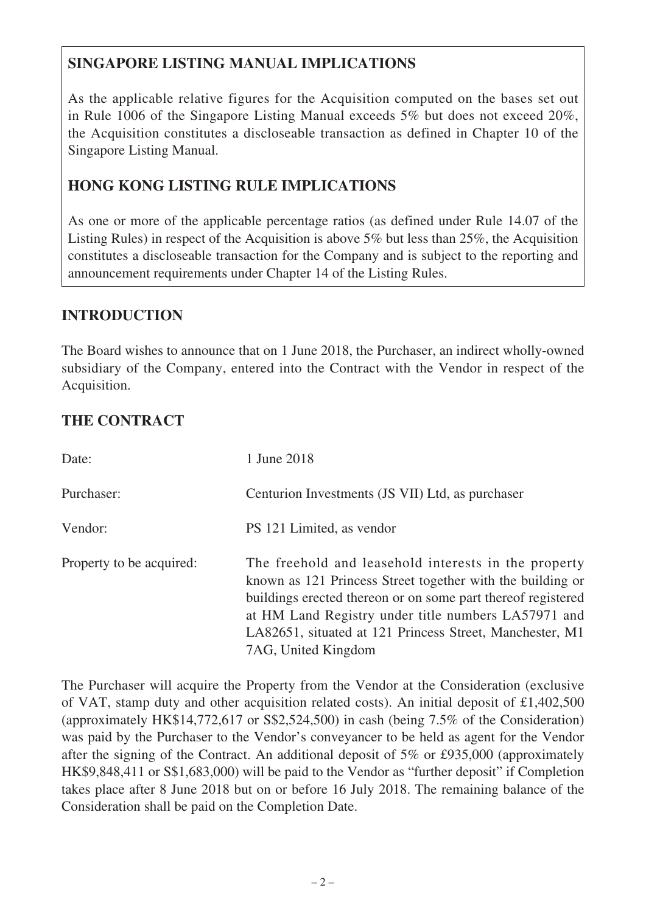## SINGAPORE LISTING MANUAL IMPLICATIONS

As the applicable relative figures for the Acquisition computed on the bases set out in Rule 1006 of the Singapore Listing Manual exceeds 5% but does not exceed 20%, the Acquisition constitutes a discloseable transaction as defined in Chapter 10 of the Singapore Listing Manual.

## HONG KONG LISTING RULE IMPLICATIONS

As one or more of the applicable percentage ratios (as defined under Rule 14.07 of the Listing Rules) in respect of the Acquisition is above 5% but less than 25%, the Acquisition constitutes a discloseable transaction for the Company and is subject to the reporting and announcement requirements under Chapter 14 of the Listing Rules.

## INTRODUCTION

The Board wishes to announce that on 1 June 2018, the Purchaser, an indirect wholly-owned subsidiary of the Company, entered into the Contract with the Vendor in respect of the Acquisition.

## THE CONTRACT

| | |
|---|---|
| Date: | 1 June 2018 |
| Purchaser: | Centurion Investments (JS VII) Ltd, as purchaser |
| Vendor: | PS 121 Limited, as vendor |
| Property to be acquired: | The freehold and leasehold interests in the property known as 121 Princess Street together with the building or buildings erected thereon or on some part thereof registered at HM Land Registry under title numbers LA57971 and LA82651, situated at 121 Princess Street, Manchester, M1 7AG, United Kingdom |

The Purchaser will acquire the Property from the Vendor at the Consideration (exclusive of VAT, stamp duty and other acquisition related costs). An initial deposit of £1,402,500 (approximately HK$14,772,617 or S$2,524,500) in cash (being 7.5% of the Consideration) was paid by the Purchaser to the Vendor's conveyancer to be held as agent for the Vendor after the signing of the Contract. An additional deposit of 5% or £935,000 (approximately HK$9,848,411 or S$1,683,000) will be paid to the Vendor as "further deposit" if Completion takes place after 8 June 2018 but on or before 16 July 2018. The remaining balance of the Consideration shall be paid on the Completion Date.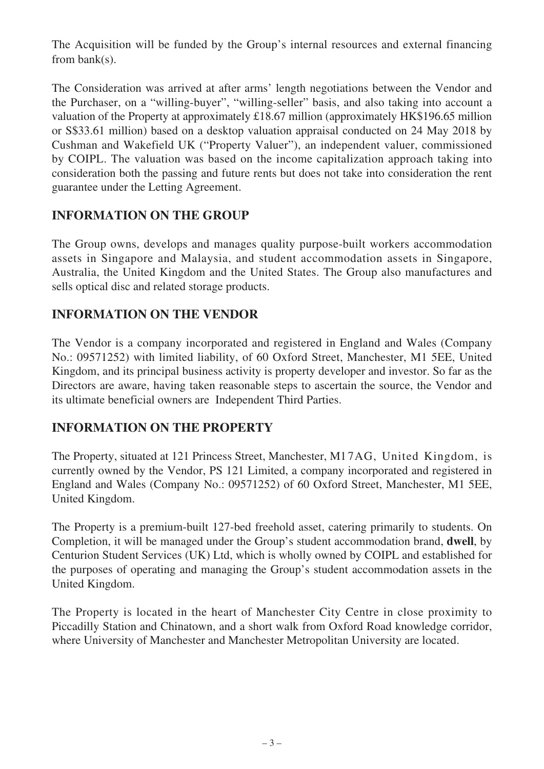The Acquisition will be funded by the Group's internal resources and external financing from bank(s).

The Consideration was arrived at after arms' length negotiations between the Vendor and the Purchaser, on a "willing-buyer", "willing-seller" basis, and also taking into account a valuation of the Property at approximately £18.67 million (approximately HK$196.65 million or S$33.61 million) based on a desktop valuation appraisal conducted on 24 May 2018 by Cushman and Wakefield UK ("Property Valuer"), an independent valuer, commissioned by COIPL. The valuation was based on the income capitalization approach taking into consideration both the passing and future rents but does not take into consideration the rent guarantee under the Letting Agreement.

## INFORMATION ON THE GROUP

The Group owns, develops and manages quality purpose-built workers accommodation assets in Singapore and Malaysia, and student accommodation assets in Singapore, Australia, the United Kingdom and the United States. The Group also manufactures and sells optical disc and related storage products.

## INFORMATION ON THE VENDOR

The Vendor is a company incorporated and registered in England and Wales (Company No.: 09571252) with limited liability, of 60 Oxford Street, Manchester, M1 5EE, United Kingdom, and its principal business activity is property developer and investor. So far as the Directors are aware, having taken reasonable steps to ascertain the source, the Vendor and its ultimate beneficial owners are Independent Third Parties.

## INFORMATION ON THE PROPERTY

The Property, situated at 121 Princess Street, Manchester, M17AG, United Kingdom, is currently owned by the Vendor, PS 121 Limited, a company incorporated and registered in England and Wales (Company No.: 09571252) of 60 Oxford Street, Manchester, M1 5EE, United Kingdom.

The Property is a premium-built 127-bed freehold asset, catering primarily to students. On Completion, it will be managed under the Group's student accommodation brand, **dwell**, by Centurion Student Services (UK) Ltd, which is wholly owned by COIPL and established for the purposes of operating and managing the Group's student accommodation assets in the United Kingdom.

The Property is located in the heart of Manchester City Centre in close proximity to Piccadilly Station and Chinatown, and a short walk from Oxford Road knowledge corridor, where University of Manchester and Manchester Metropolitan University are located.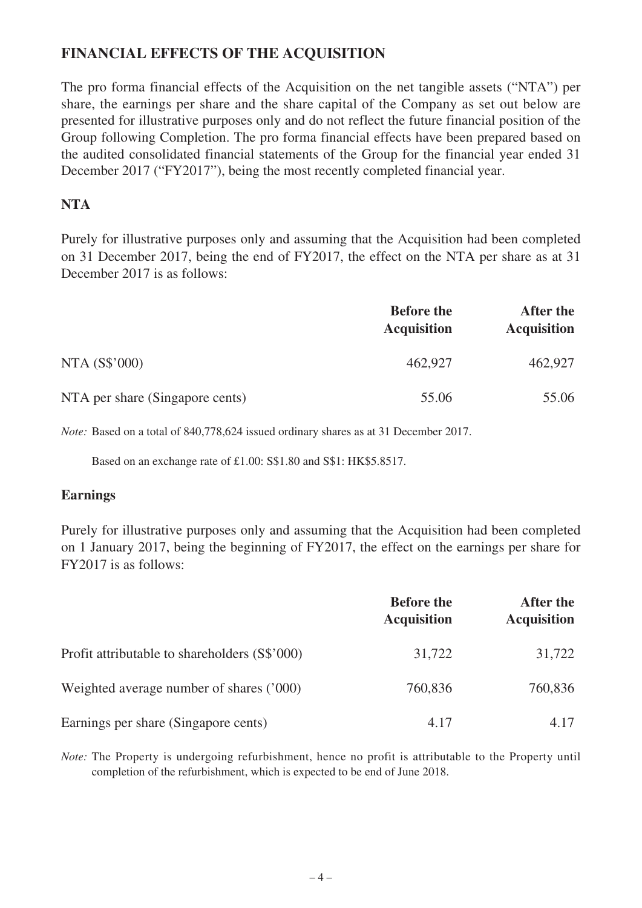## FINANCIAL EFFECTS OF THE ACQUISITION

The pro forma financial effects of the Acquisition on the net tangible assets ("NTA") per share, the earnings per share and the share capital of the Company as set out below are presented for illustrative purposes only and do not reflect the future financial position of the Group following Completion. The pro forma financial effects have been prepared based on the audited consolidated financial statements of the Group for the financial year ended 31 December 2017 ("FY2017"), being the most recently completed financial year.

### NTA

Purely for illustrative purposes only and assuming that the Acquisition had been completed on 31 December 2017, being the end of FY2017, the effect on the NTA per share as at 31 December 2017 is as follows:

| | Before the Acquisition | After the Acquisition |
|---|---|---|
| NTA (S$'000) | 462,927 | 462,927 |
| NTA per share (Singapore cents) | 55.06 | 55.06 |

*Note:* Based on a total of 840,778,624 issued ordinary shares as at 31 December 2017.

Based on an exchange rate of £1.00: S$1.80 and S$1: HK$5.8517.

### Earnings

Purely for illustrative purposes only and assuming that the Acquisition had been completed on 1 January 2017, being the beginning of FY2017, the effect on the earnings per share for FY2017 is as follows:

| | Before the Acquisition | After the Acquisition |
|---|---|---|
| Profit attributable to shareholders (S$'000) | 31,722 | 31,722 |
| Weighted average number of shares ('000) | 760,836 | 760,836 |
| Earnings per share (Singapore cents) | 4.17 | 4.17 |

*Note:* The Property is undergoing refurbishment, hence no profit is attributable to the Property until completion of the refurbishment, which is expected to be end of June 2018.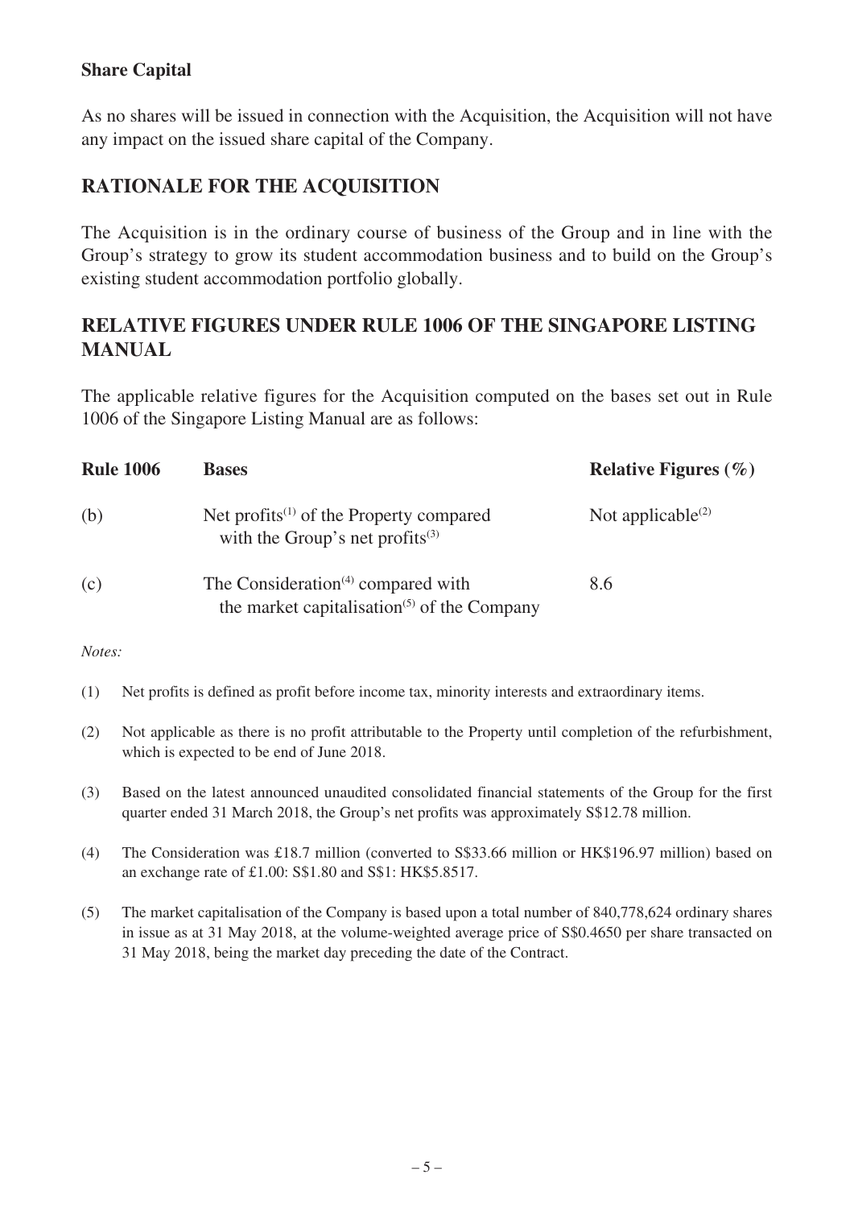**Share Capital**

As no shares will be issued in connection with the Acquisition, the Acquisition will not have any impact on the issued share capital of the Company.

## RATIONALE FOR THE ACQUISITION

The Acquisition is in the ordinary course of business of the Group and in line with the Group's strategy to grow its student accommodation business and to build on the Group's existing student accommodation portfolio globally.

## RELATIVE FIGURES UNDER RULE 1006 OF THE SINGAPORE LISTING MANUAL

The applicable relative figures for the Acquisition computed on the bases set out in Rule 1006 of the Singapore Listing Manual are as follows:

| Rule 1006 | Bases | Relative Figures (%) |
|---|---|---|
| (b) | Net profits(1) of the Property compared with the Group's net profits(3) | Not applicable(2) |
| (c) | The Consideration(4) compared with the market capitalisation(5) of the Company | 8.6 |

*Notes:*

(1) Net profits is defined as profit before income tax, minority interests and extraordinary items.

(2) Not applicable as there is no profit attributable to the Property until completion of the refurbishment, which is expected to be end of June 2018.

(3) Based on the latest announced unaudited consolidated financial statements of the Group for the first quarter ended 31 March 2018, the Group's net profits was approximately S$12.78 million.

(4) The Consideration was £18.7 million (converted to S$33.66 million or HK$196.97 million) based on an exchange rate of £1.00: S$1.80 and S$1: HK$5.8517.

(5) The market capitalisation of the Company is based upon a total number of 840,778,624 ordinary shares in issue as at 31 May 2018, at the volume-weighted average price of S$0.4650 per share transacted on 31 May 2018, being the market day preceding the date of the Contract.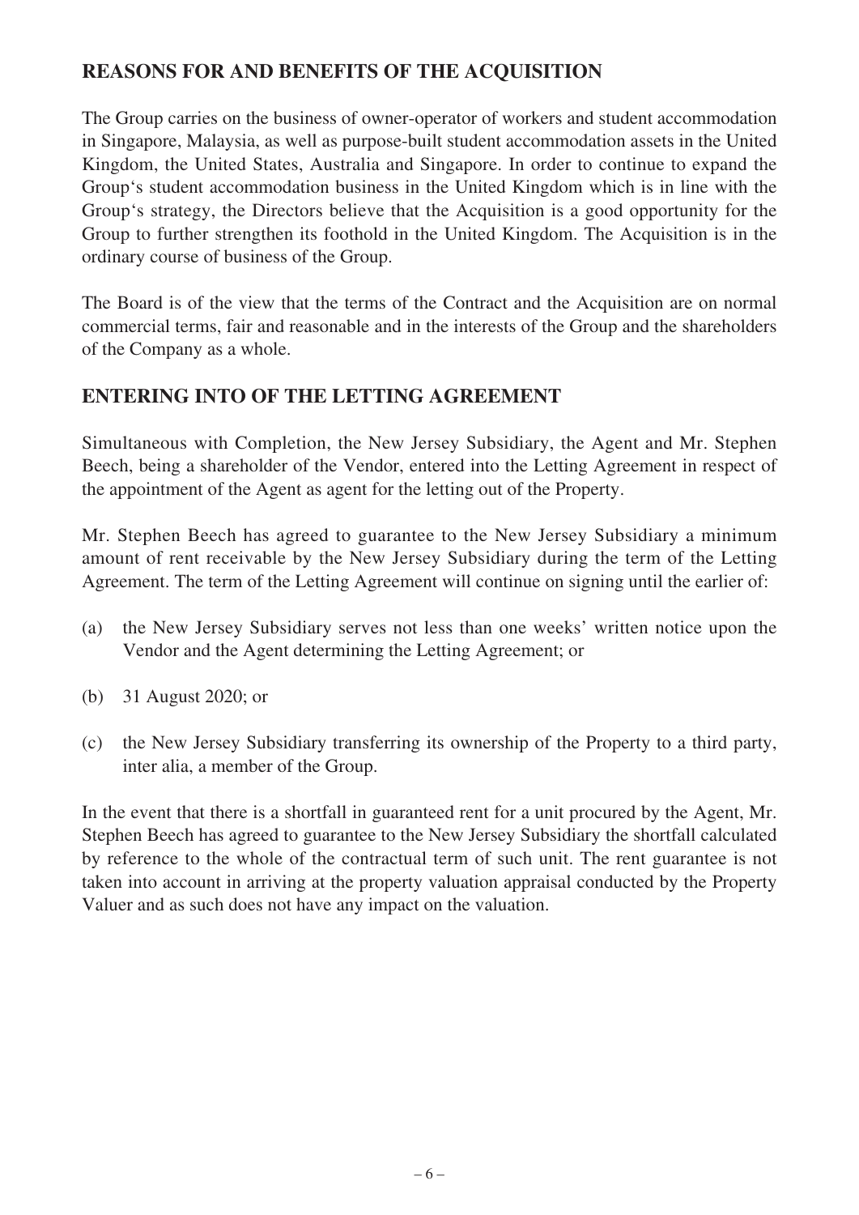## REASONS FOR AND BENEFITS OF THE ACQUISITION

The Group carries on the business of owner-operator of workers and student accommodation in Singapore, Malaysia, as well as purpose-built student accommodation assets in the United Kingdom, the United States, Australia and Singapore. In order to continue to expand the Group's student accommodation business in the United Kingdom which is in line with the Group's strategy, the Directors believe that the Acquisition is a good opportunity for the Group to further strengthen its foothold in the United Kingdom. The Acquisition is in the ordinary course of business of the Group.

The Board is of the view that the terms of the Contract and the Acquisition are on normal commercial terms, fair and reasonable and in the interests of the Group and the shareholders of the Company as a whole.

## ENTERING INTO OF THE LETTING AGREEMENT

Simultaneous with Completion, the New Jersey Subsidiary, the Agent and Mr. Stephen Beech, being a shareholder of the Vendor, entered into the Letting Agreement in respect of the appointment of the Agent as agent for the letting out of the Property.

Mr. Stephen Beech has agreed to guarantee to the New Jersey Subsidiary a minimum amount of rent receivable by the New Jersey Subsidiary during the term of the Letting Agreement. The term of the Letting Agreement will continue on signing until the earlier of:

(a) the New Jersey Subsidiary serves not less than one weeks' written notice upon the Vendor and the Agent determining the Letting Agreement; or

(b) 31 August 2020; or

(c) the New Jersey Subsidiary transferring its ownership of the Property to a third party, inter alia, a member of the Group.

In the event that there is a shortfall in guaranteed rent for a unit procured by the Agent, Mr. Stephen Beech has agreed to guarantee to the New Jersey Subsidiary the shortfall calculated by reference to the whole of the contractual term of such unit. The rent guarantee is not taken into account in arriving at the property valuation appraisal conducted by the Property Valuer and as such does not have any impact on the valuation.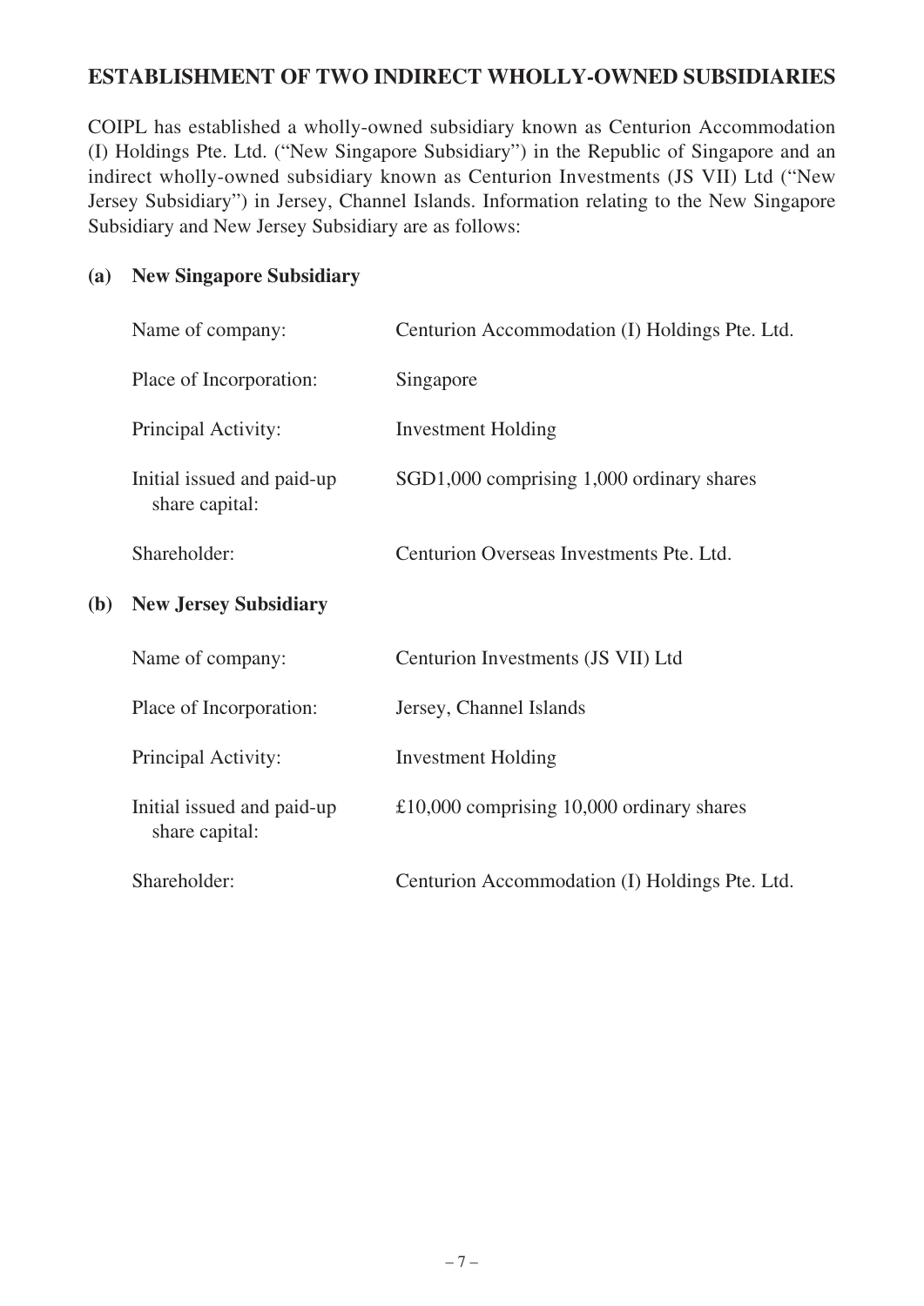## ESTABLISHMENT OF TWO INDIRECT WHOLLY-OWNED SUBSIDIARIES

COIPL has established a wholly-owned subsidiary known as Centurion Accommodation (I) Holdings Pte. Ltd. ("New Singapore Subsidiary") in the Republic of Singapore and an indirect wholly-owned subsidiary known as Centurion Investments (JS VII) Ltd ("New Jersey Subsidiary") in Jersey, Channel Islands. Information relating to the New Singapore Subsidiary and New Jersey Subsidiary are as follows:

**(a) New Singapore Subsidiary**

| | |
|---|---|
| Name of company: | Centurion Accommodation (I) Holdings Pte. Ltd. |
| Place of Incorporation: | Singapore |
| Principal Activity: | Investment Holding |
| Initial issued and paid-up share capital: | SGD1,000 comprising 1,000 ordinary shares |
| Shareholder: | Centurion Overseas Investments Pte. Ltd. |

**(b) New Jersey Subsidiary**

| | |
|---|---|
| Name of company: | Centurion Investments (JS VII) Ltd |
| Place of Incorporation: | Jersey, Channel Islands |
| Principal Activity: | Investment Holding |
| Initial issued and paid-up share capital: | £10,000 comprising 10,000 ordinary shares |
| Shareholder: | Centurion Accommodation (I) Holdings Pte. Ltd. |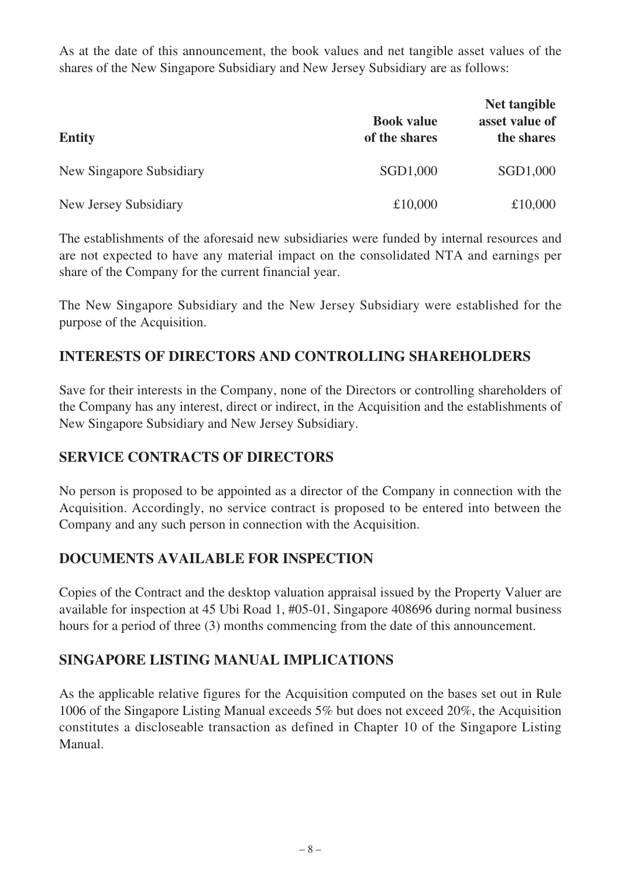As at the date of this announcement, the book values and net tangible asset values of the shares of the New Singapore Subsidiary and New Jersey Subsidiary are as follows:

| Entity | Book value of the shares | Net tangible asset value of the shares |
|---|---|---|
| New Singapore Subsidiary | SGD1,000 | SGD1,000 |
| New Jersey Subsidiary | £10,000 | £10,000 |

The establishments of the aforesaid new subsidiaries were funded by internal resources and are not expected to have any material impact on the consolidated NTA and earnings per share of the Company for the current financial year.

The New Singapore Subsidiary and the New Jersey Subsidiary were established for the purpose of the Acquisition.

## INTERESTS OF DIRECTORS AND CONTROLLING SHAREHOLDERS

Save for their interests in the Company, none of the Directors or controlling shareholders of the Company has any interest, direct or indirect, in the Acquisition and the establishments of New Singapore Subsidiary and New Jersey Subsidiary.

## SERVICE CONTRACTS OF DIRECTORS

No person is proposed to be appointed as a director of the Company in connection with the Acquisition. Accordingly, no service contract is proposed to be entered into between the Company and any such person in connection with the Acquisition.

## DOCUMENTS AVAILABLE FOR INSPECTION

Copies of the Contract and the desktop valuation appraisal issued by the Property Valuer are available for inspection at 45 Ubi Road 1, #05-01, Singapore 408696 during normal business hours for a period of three (3) months commencing from the date of this announcement.

## SINGAPORE LISTING MANUAL IMPLICATIONS

As the applicable relative figures for the Acquisition computed on the bases set out in Rule 1006 of the Singapore Listing Manual exceeds 5% but does not exceed 20%, the Acquisition constitutes a discloseable transaction as defined in Chapter 10 of the Singapore Listing Manual.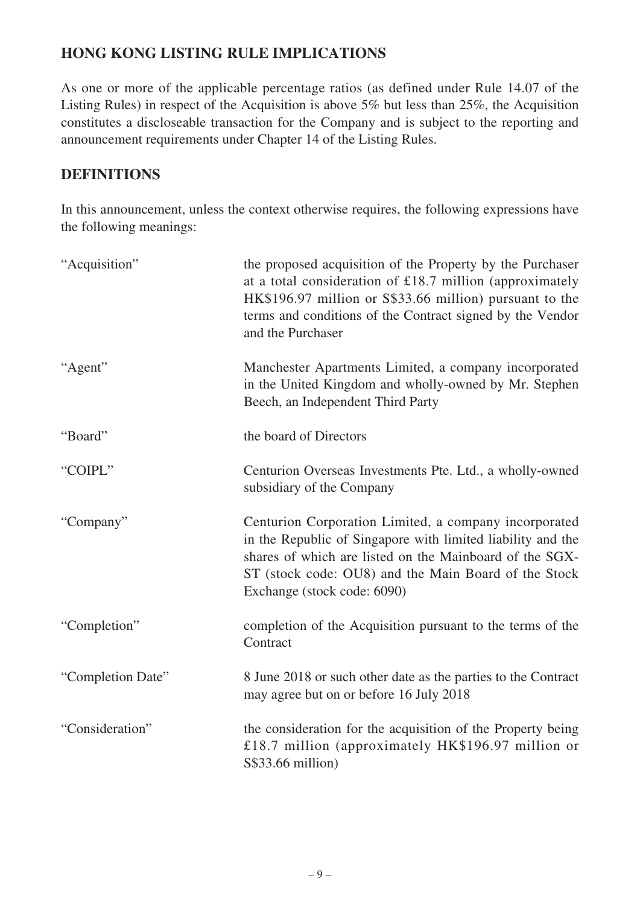## HONG KONG LISTING RULE IMPLICATIONS

As one or more of the applicable percentage ratios (as defined under Rule 14.07 of the Listing Rules) in respect of the Acquisition is above 5% but less than 25%, the Acquisition constitutes a discloseable transaction for the Company and is subject to the reporting and announcement requirements under Chapter 14 of the Listing Rules.

## DEFINITIONS

In this announcement, unless the context otherwise requires, the following expressions have the following meanings:

| | |
|---|---|
| "Acquisition" | the proposed acquisition of the Property by the Purchaser at a total consideration of £18.7 million (approximately HK$196.97 million or S$33.66 million) pursuant to the terms and conditions of the Contract signed by the Vendor and the Purchaser |
| "Agent" | Manchester Apartments Limited, a company incorporated in the United Kingdom and wholly-owned by Mr. Stephen Beech, an Independent Third Party |
| "Board" | the board of Directors |
| "COIPL" | Centurion Overseas Investments Pte. Ltd., a wholly-owned subsidiary of the Company |
| "Company" | Centurion Corporation Limited, a company incorporated in the Republic of Singapore with limited liability and the shares of which are listed on the Mainboard of the SGX-ST (stock code: OU8) and the Main Board of the Stock Exchange (stock code: 6090) |
| "Completion" | completion of the Acquisition pursuant to the terms of the Contract |
| "Completion Date" | 8 June 2018 or such other date as the parties to the Contract may agree but on or before 16 July 2018 |
| "Consideration" | the consideration for the acquisition of the Property being £18.7 million (approximately HK$196.97 million or S$33.66 million) |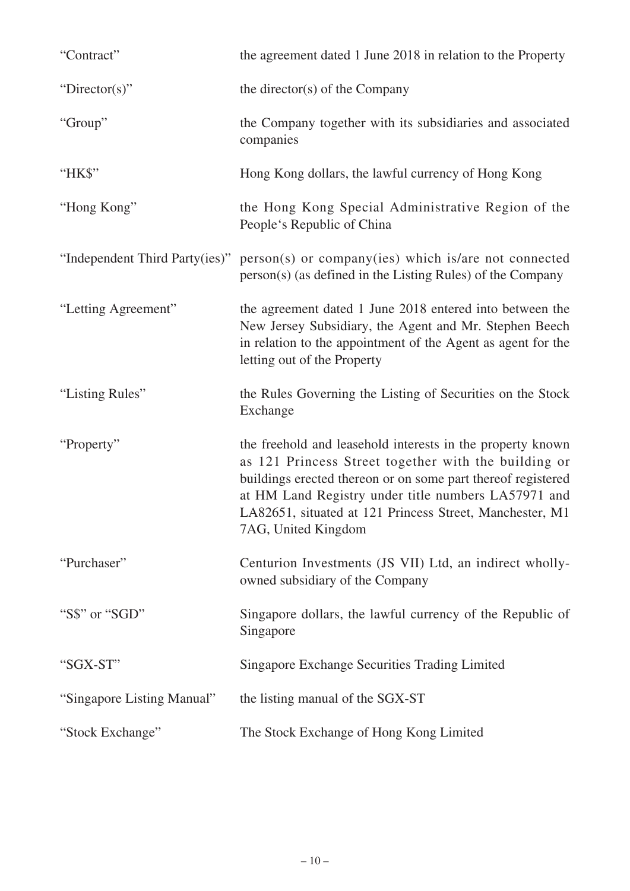| | |
|---|---|
| "Contract" | the agreement dated 1 June 2018 in relation to the Property |
| "Director(s)" | the director(s) of the Company |
| "Group" | the Company together with its subsidiaries and associated companies |
| "HK$" | Hong Kong dollars, the lawful currency of Hong Kong |
| "Hong Kong" | the Hong Kong Special Administrative Region of the People's Republic of China |
| "Independent Third Party(ies)" | person(s) or company(ies) which is/are not connected person(s) (as defined in the Listing Rules) of the Company |
| "Letting Agreement" | the agreement dated 1 June 2018 entered into between the New Jersey Subsidiary, the Agent and Mr. Stephen Beech in relation to the appointment of the Agent as agent for the letting out of the Property |
| "Listing Rules" | the Rules Governing the Listing of Securities on the Stock Exchange |
| "Property" | the freehold and leasehold interests in the property known as 121 Princess Street together with the building or buildings erected thereon or on some part thereof registered at HM Land Registry under title numbers LA57971 and LA82651, situated at 121 Princess Street, Manchester, M1 7AG, United Kingdom |
| "Purchaser" | Centurion Investments (JS VII) Ltd, an indirect wholly-owned subsidiary of the Company |
| "S$" or "SGD" | Singapore dollars, the lawful currency of the Republic of Singapore |
| "SGX-ST" | Singapore Exchange Securities Trading Limited |
| "Singapore Listing Manual" | the listing manual of the SGX-ST |
| "Stock Exchange" | The Stock Exchange of Hong Kong Limited |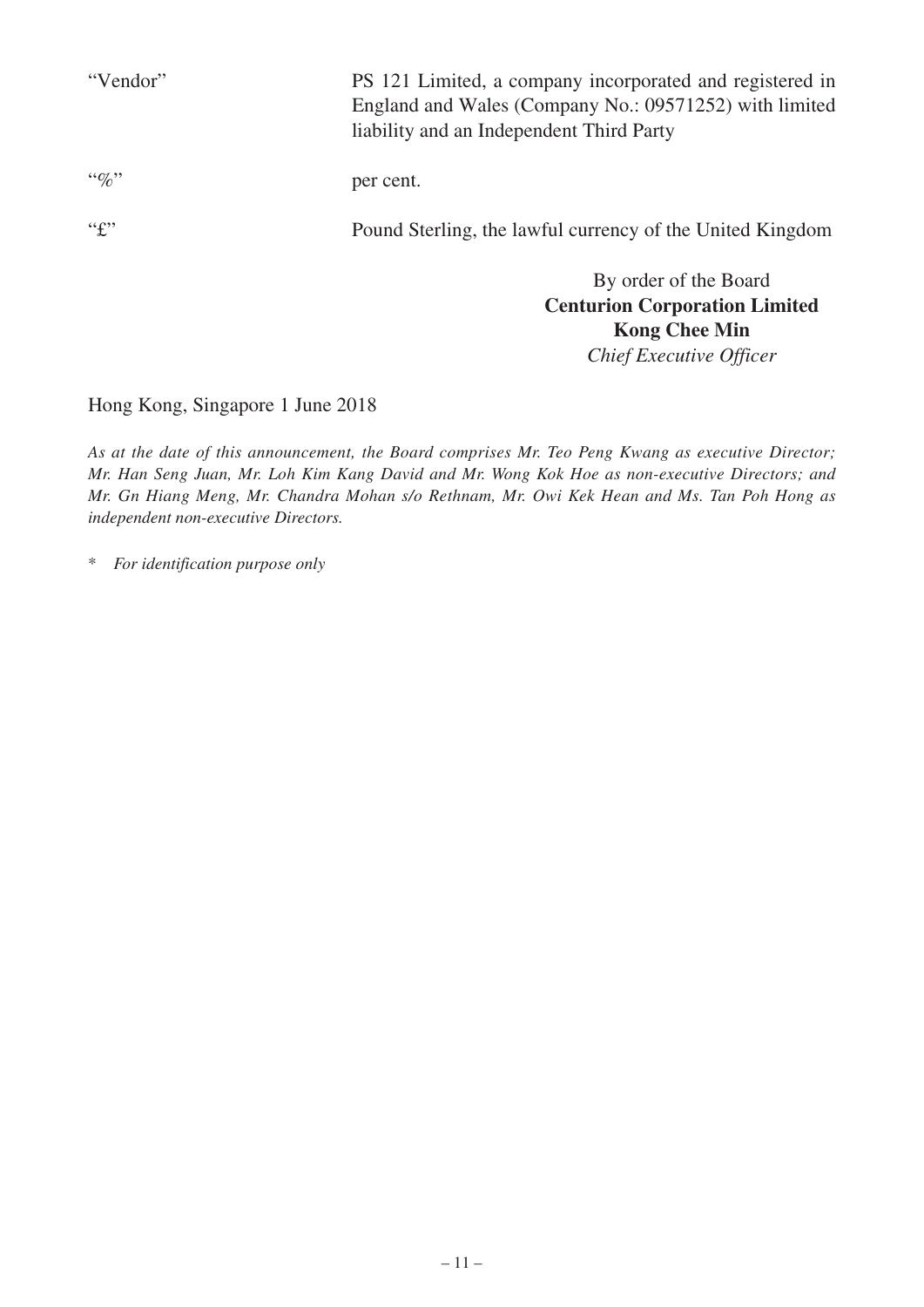| | |
|---|---|
| "Vendor" | PS 121 Limited, a company incorporated and registered in England and Wales (Company No.: 09571252) with limited liability and an Independent Third Party |
| "%" | per cent. |
| "£" | Pound Sterling, the lawful currency of the United Kingdom |

By order of the Board
**Centurion Corporation Limited**
**Kong Chee Min**
*Chief Executive Officer*

Hong Kong, Singapore 1 June 2018

*As at the date of this announcement, the Board comprises Mr. Teo Peng Kwang as executive Director; Mr. Han Seng Juan, Mr. Loh Kim Kang David and Mr. Wong Kok Hoe as non-executive Directors; and Mr. Gn Hiang Meng, Mr. Chandra Mohan s/o Rethnam, Mr. Owi Kek Hean and Ms. Tan Poh Hong as independent non-executive Directors.*

\* *For identification purpose only*